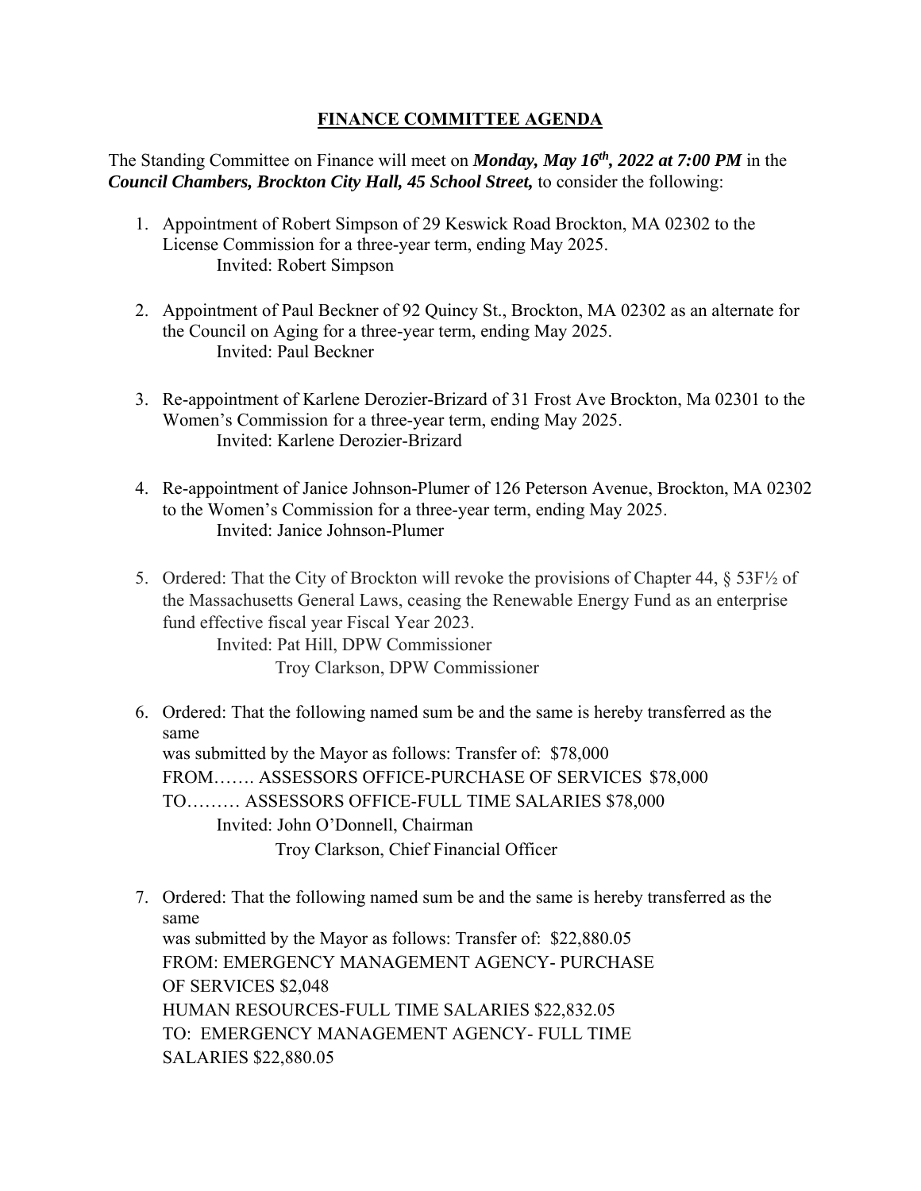# FINANCE COMMITTEE AGENDA

The Standing Committee on Finance will meet on ***Monday, May 16th, 2022 at 7:00 PM*** in the ***Council Chambers, Brockton City Hall, 45 School Street,*** to consider the following:

1. Appointment of Robert Simpson of 29 Keswick Road Brockton, MA 02302 to the License Commission for a three-year term, ending May 2025.
   Invited: Robert Simpson

2. Appointment of Paul Beckner of 92 Quincy St., Brockton, MA 02302 as an alternate for the Council on Aging for a three-year term, ending May 2025.
   Invited: Paul Beckner

3. Re-appointment of Karlene Derozier-Brizard of 31 Frost Ave Brockton, Ma 02301 to the Women's Commission for a three-year term, ending May 2025.
   Invited: Karlene Derozier-Brizard

4. Re-appointment of Janice Johnson-Plumer of 126 Peterson Avenue, Brockton, MA 02302 to the Women's Commission for a three-year term, ending May 2025.
   Invited: Janice Johnson-Plumer

5. Ordered: That the City of Brockton will revoke the provisions of Chapter 44, § 53F½ of the Massachusetts General Laws, ceasing the Renewable Energy Fund as an enterprise fund effective fiscal year Fiscal Year 2023.
   Invited: Pat Hill, DPW Commissioner
   Troy Clarkson, DPW Commissioner

6. Ordered: That the following named sum be and the same is hereby transferred as the same
   was submitted by the Mayor as follows: Transfer of: $78,000
   FROM……. ASSESSORS OFFICE-PURCHASE OF SERVICES $78,000
   TO……… ASSESSORS OFFICE-FULL TIME SALARIES $78,000
   Invited: John O'Donnell, Chairman
   Troy Clarkson, Chief Financial Officer

7. Ordered: That the following named sum be and the same is hereby transferred as the same
   was submitted by the Mayor as follows: Transfer of: $22,880.05
   FROM: EMERGENCY MANAGEMENT AGENCY- PURCHASE OF SERVICES $2,048
   HUMAN RESOURCES-FULL TIME SALARIES $22,832.05
   TO: EMERGENCY MANAGEMENT AGENCY- FULL TIME SALARIES $22,880.05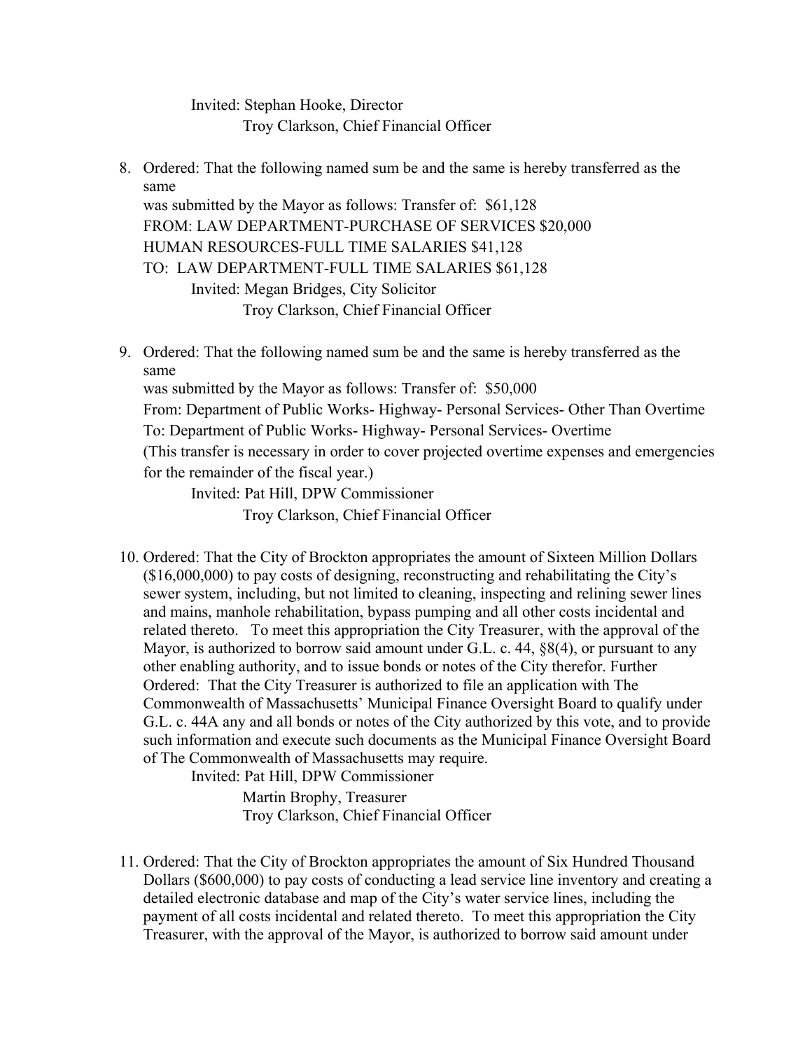Invited: Stephan Hooke, Director
Troy Clarkson, Chief Financial Officer

8. Ordered: That the following named sum be and the same is hereby transferred as the same
   was submitted by the Mayor as follows: Transfer of: $61,128
   FROM: LAW DEPARTMENT-PURCHASE OF SERVICES $20,000
   HUMAN RESOURCES-FULL TIME SALARIES $41,128
   TO: LAW DEPARTMENT-FULL TIME SALARIES $61,128
   Invited: Megan Bridges, City Solicitor
   Troy Clarkson, Chief Financial Officer

9. Ordered: That the following named sum be and the same is hereby transferred as the same
   was submitted by the Mayor as follows: Transfer of: $50,000
   From: Department of Public Works- Highway- Personal Services- Other Than Overtime
   To: Department of Public Works- Highway- Personal Services- Overtime
   (This transfer is necessary in order to cover projected overtime expenses and emergencies for the remainder of the fiscal year.)
   Invited: Pat Hill, DPW Commissioner
   Troy Clarkson, Chief Financial Officer

10. Ordered: That the City of Brockton appropriates the amount of Sixteen Million Dollars ($16,000,000) to pay costs of designing, reconstructing and rehabilitating the City's sewer system, including, but not limited to cleaning, inspecting and relining sewer lines and mains, manhole rehabilitation, bypass pumping and all other costs incidental and related thereto. To meet this appropriation the City Treasurer, with the approval of the Mayor, is authorized to borrow said amount under G.L. c. 44, §8(4), or pursuant to any other enabling authority, and to issue bonds or notes of the City therefor. Further Ordered: That the City Treasurer is authorized to file an application with The Commonwealth of Massachusetts' Municipal Finance Oversight Board to qualify under G.L. c. 44A any and all bonds or notes of the City authorized by this vote, and to provide such information and execute such documents as the Municipal Finance Oversight Board of The Commonwealth of Massachusetts may require.
    Invited: Pat Hill, DPW Commissioner
    Martin Brophy, Treasurer
    Troy Clarkson, Chief Financial Officer

11. Ordered: That the City of Brockton appropriates the amount of Six Hundred Thousand Dollars ($600,000) to pay costs of conducting a lead service line inventory and creating a detailed electronic database and map of the City's water service lines, including the payment of all costs incidental and related thereto. To meet this appropriation the City Treasurer, with the approval of the Mayor, is authorized to borrow said amount under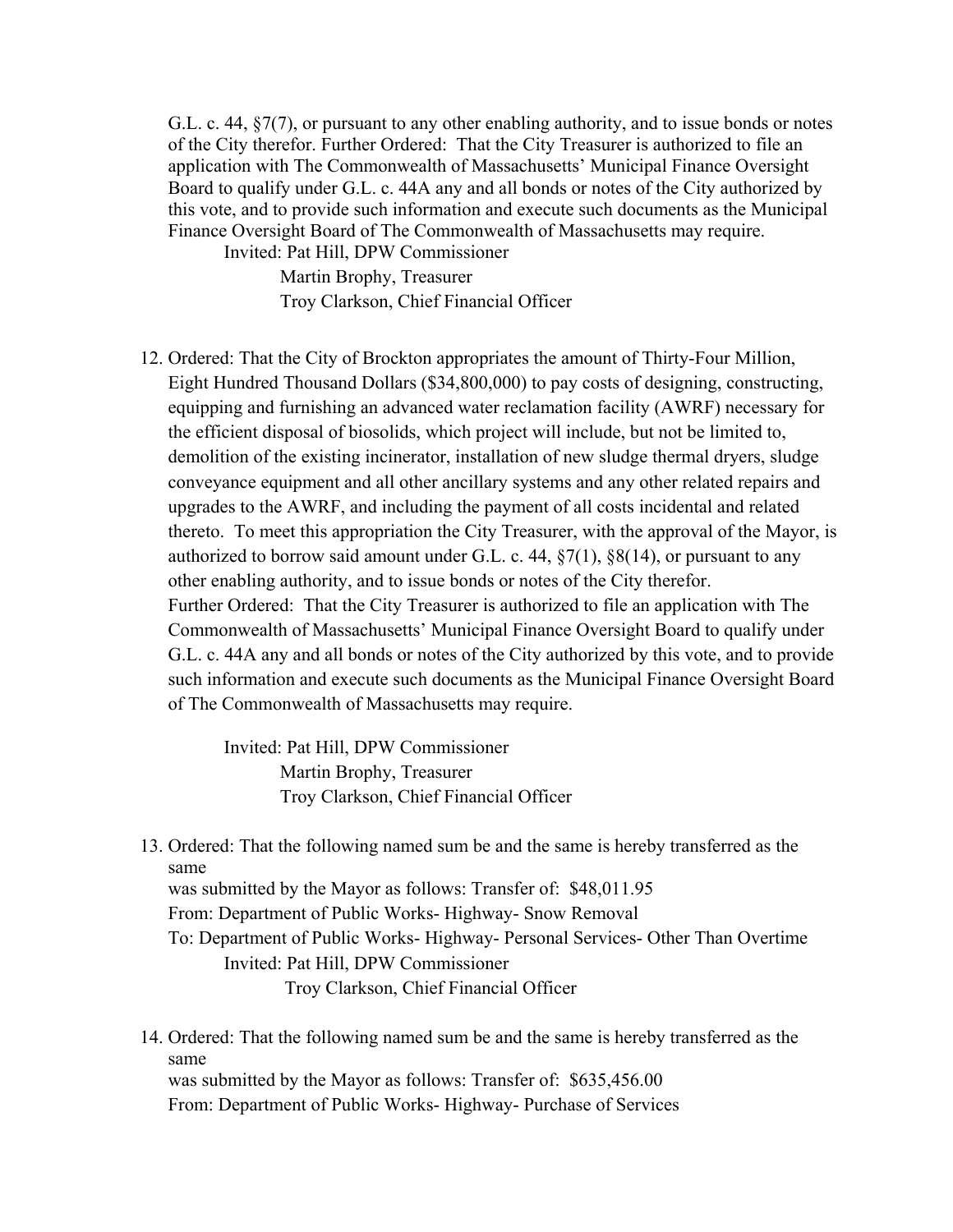G.L. c. 44, §7(7), or pursuant to any other enabling authority, and to issue bonds or notes of the City therefor. Further Ordered: That the City Treasurer is authorized to file an application with The Commonwealth of Massachusetts' Municipal Finance Oversight Board to qualify under G.L. c. 44A any and all bonds or notes of the City authorized by this vote, and to provide such information and execute such documents as the Municipal Finance Oversight Board of The Commonwealth of Massachusetts may require.

Invited: Pat Hill, DPW Commissioner
Martin Brophy, Treasurer
Troy Clarkson, Chief Financial Officer

12. Ordered: That the City of Brockton appropriates the amount of Thirty-Four Million, Eight Hundred Thousand Dollars ($34,800,000) to pay costs of designing, constructing, equipping and furnishing an advanced water reclamation facility (AWRF) necessary for the efficient disposal of biosolids, which project will include, but not be limited to, demolition of the existing incinerator, installation of new sludge thermal dryers, sludge conveyance equipment and all other ancillary systems and any other related repairs and upgrades to the AWRF, and including the payment of all costs incidental and related thereto. To meet this appropriation the City Treasurer, with the approval of the Mayor, is authorized to borrow said amount under G.L. c. 44, §7(1), §8(14), or pursuant to any other enabling authority, and to issue bonds or notes of the City therefor.
Further Ordered: That the City Treasurer is authorized to file an application with The Commonwealth of Massachusetts' Municipal Finance Oversight Board to qualify under G.L. c. 44A any and all bonds or notes of the City authorized by this vote, and to provide such information and execute such documents as the Municipal Finance Oversight Board of The Commonwealth of Massachusetts may require.

    Invited: Pat Hill, DPW Commissioner
    Martin Brophy, Treasurer
    Troy Clarkson, Chief Financial Officer

13. Ordered: That the following named sum be and the same is hereby transferred as the same
was submitted by the Mayor as follows: Transfer of: $48,011.95
From: Department of Public Works- Highway- Snow Removal
To: Department of Public Works- Highway- Personal Services- Other Than Overtime
    Invited: Pat Hill, DPW Commissioner
    Troy Clarkson, Chief Financial Officer

14. Ordered: That the following named sum be and the same is hereby transferred as the same
was submitted by the Mayor as follows: Transfer of: $635,456.00
From: Department of Public Works- Highway- Purchase of Services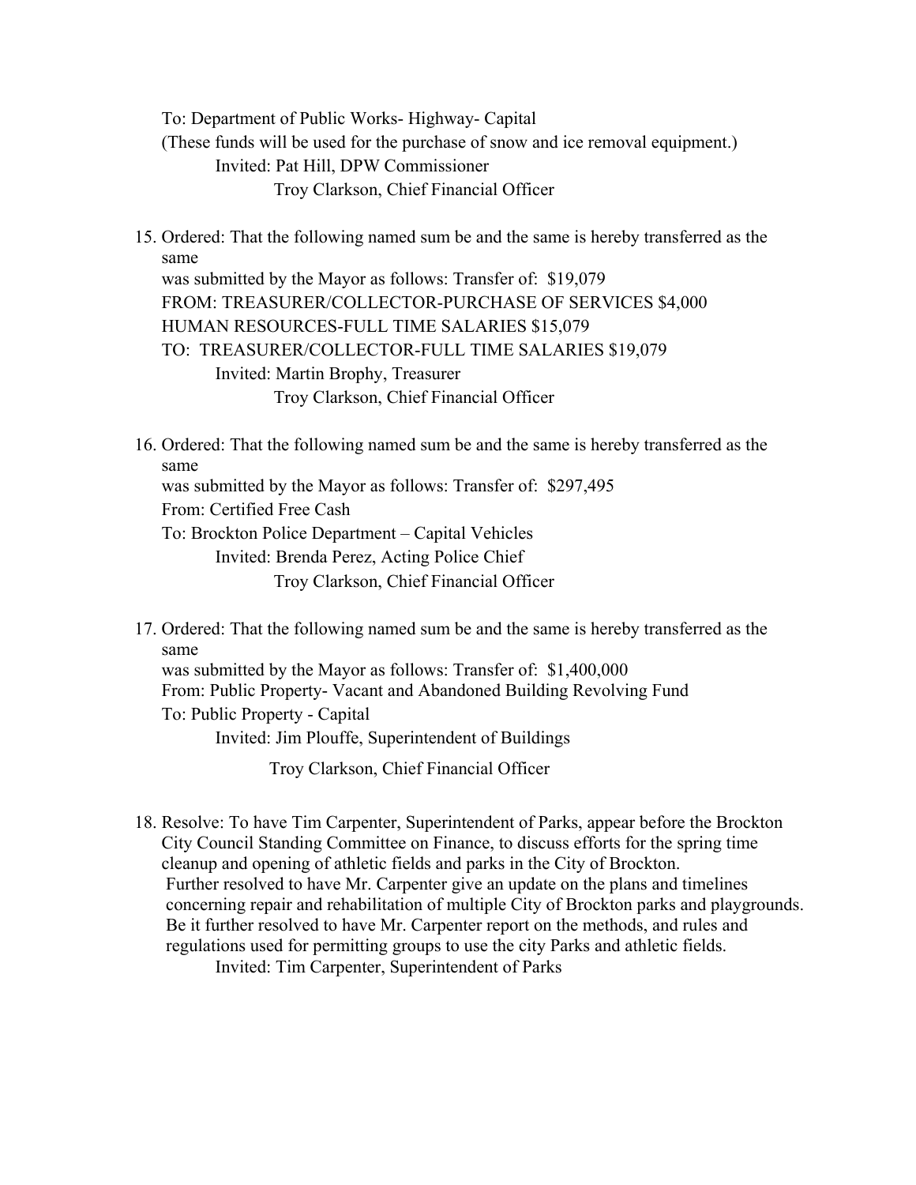To: Department of Public Works- Highway- Capital
(These funds will be used for the purchase of snow and ice removal equipment.)
Invited: Pat Hill, DPW Commissioner
Troy Clarkson, Chief Financial Officer

15. Ordered: That the following named sum be and the same is hereby transferred as the same
was submitted by the Mayor as follows: Transfer of: $19,079
FROM: TREASURER/COLLECTOR-PURCHASE OF SERVICES $4,000
HUMAN RESOURCES-FULL TIME SALARIES $15,079
TO: TREASURER/COLLECTOR-FULL TIME SALARIES $19,079
Invited: Martin Brophy, Treasurer
Troy Clarkson, Chief Financial Officer

16. Ordered: That the following named sum be and the same is hereby transferred as the same
was submitted by the Mayor as follows: Transfer of: $297,495
From: Certified Free Cash
To: Brockton Police Department – Capital Vehicles
Invited: Brenda Perez, Acting Police Chief
Troy Clarkson, Chief Financial Officer

17. Ordered: That the following named sum be and the same is hereby transferred as the same
was submitted by the Mayor as follows: Transfer of: $1,400,000
From: Public Property- Vacant and Abandoned Building Revolving Fund
To: Public Property - Capital
Invited: Jim Plouffe, Superintendent of Buildings
Troy Clarkson, Chief Financial Officer

18. Resolve: To have Tim Carpenter, Superintendent of Parks, appear before the Brockton City Council Standing Committee on Finance, to discuss efforts for the spring time cleanup and opening of athletic fields and parks in the City of Brockton.
Further resolved to have Mr. Carpenter give an update on the plans and timelines concerning repair and rehabilitation of multiple City of Brockton parks and playgrounds.
Be it further resolved to have Mr. Carpenter report on the methods, and rules and regulations used for permitting groups to use the city Parks and athletic fields.
Invited: Tim Carpenter, Superintendent of Parks